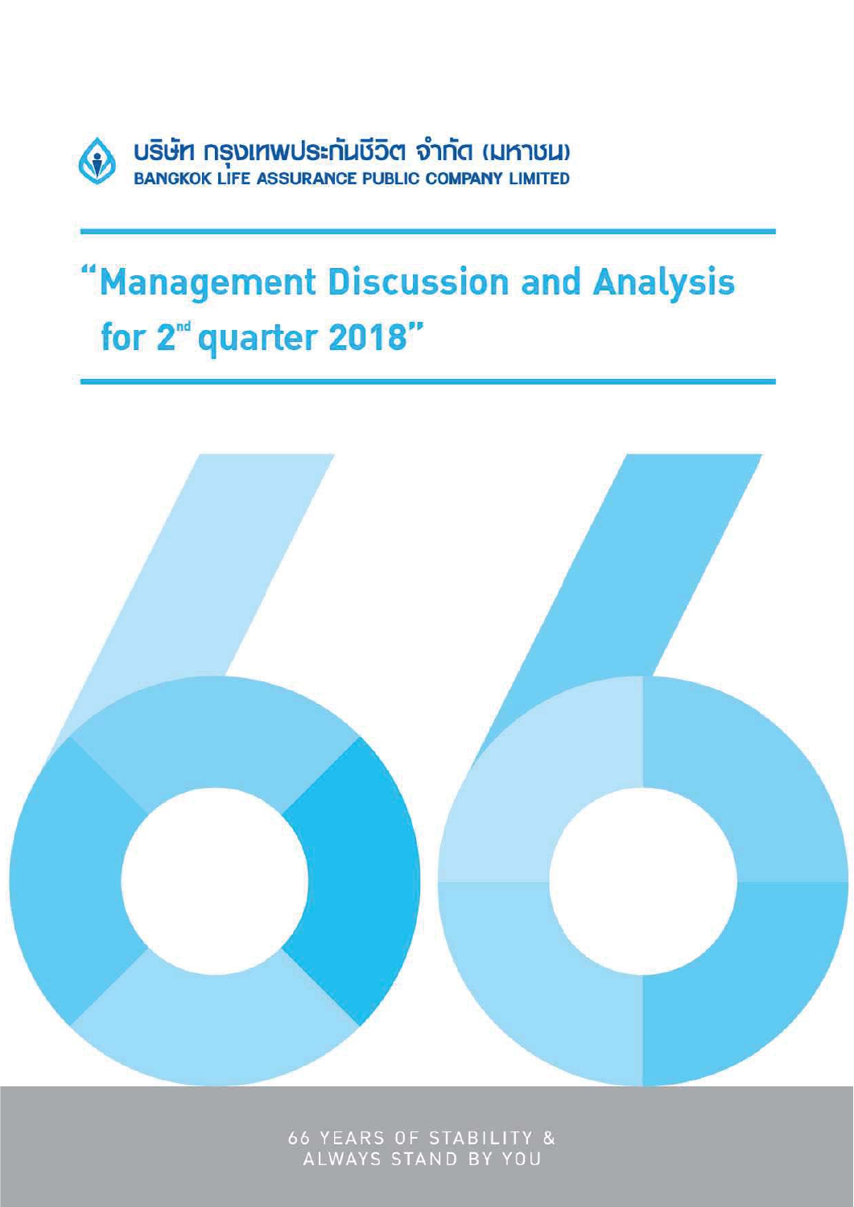บริษัท กรุงเทพประกันชีวิต จำกัด (มหาชน)

BANGKOK LIFE ASSURANCE PUBLIC COMPANY LIMITED

# "Management Discussion and Analysis for 2nd quarter 2018"

66 YEARS OF STABILITY & ALWAYS STAND BY YOU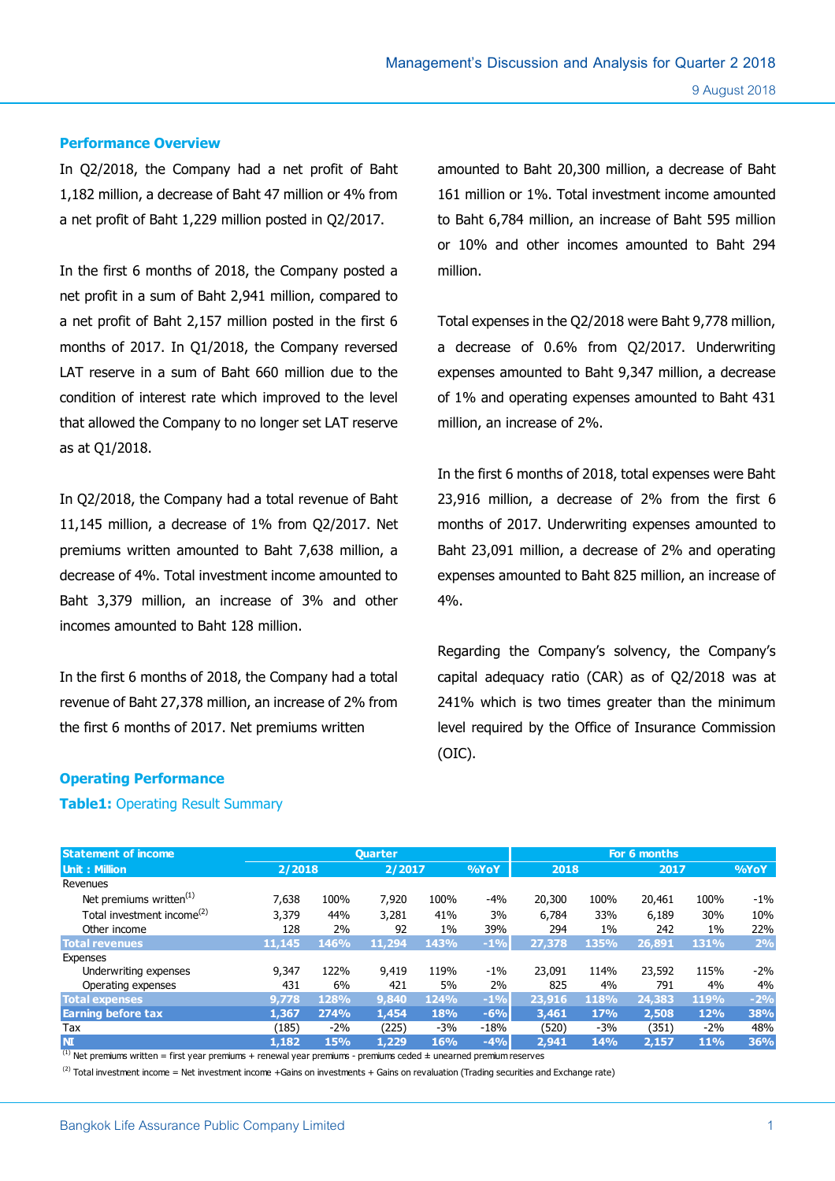## Performance Overview

In Q2/2018, the Company had a net profit of Baht 1,182 million, a decrease of Baht 47 million or 4% from a net profit of Baht 1,229 million posted in Q2/2017.

In the first 6 months of 2018, the Company posted a net profit in a sum of Baht 2,941 million, compared to a net profit of Baht 2,157 million posted in the first 6 months of 2017. In Q1/2018, the Company reversed LAT reserve in a sum of Baht 660 million due to the condition of interest rate which improved to the level that allowed the Company to no longer set LAT reserve as at Q1/2018.

In Q2/2018, the Company had a total revenue of Baht 11,145 million, a decrease of 1% from Q2/2017. Net premiums written amounted to Baht 7,638 million, a decrease of 4%. Total investment income amounted to Baht 3,379 million, an increase of 3% and other incomes amounted to Baht 128 million.

In the first 6 months of 2018, the Company had a total revenue of Baht 27,378 million, an increase of 2% from the first 6 months of 2017. Net premiums written amounted to Baht 20,300 million, a decrease of Baht 161 million or 1%. Total investment income amounted to Baht 6,784 million, an increase of Baht 595 million or 10% and other incomes amounted to Baht 294 million.

Total expenses in the Q2/2018 were Baht 9,778 million, a decrease of 0.6% from Q2/2017. Underwriting expenses amounted to Baht 9,347 million, a decrease of 1% and operating expenses amounted to Baht 431 million, an increase of 2%.

In the first 6 months of 2018, total expenses were Baht 23,916 million, a decrease of 2% from the first 6 months of 2017. Underwriting expenses amounted to Baht 23,091 million, a decrease of 2% and operating expenses amounted to Baht 825 million, an increase of 4%.

Regarding the Company's solvency, the Company's capital adequacy ratio (CAR) as of Q2/2018 was at 241% which is two times greater than the minimum level required by the Office of Insurance Commission (OIC).

## Operating Performance

**Table1:** Operating Result Summary

| Statement of income | Quarter | | | | | For 6 months | | | | |
|---|---|---|---|---|---|---|---|---|---|---|
| Unit : Million | 2/2018 | | 2/2017 | | %YoY | 2018 | | 2017 | | %YoY |
| Revenues | | | | | | | | | | |
| Net premiums written[(1)] | 7,638 | 100% | 7,920 | 100% | -4% | 20,300 | 100% | 20,461 | 100% | -1% |
| Total investment income[(2)] | 3,379 | 44% | 3,281 | 41% | 3% | 6,784 | 33% | 6,189 | 30% | 10% |
| Other income | 128 | 2% | 92 | 1% | 39% | 294 | 1% | 242 | 1% | 22% |
| **Total revenues** | **11,145** | **146%** | **11,294** | **143%** | **-1%** | **27,378** | **135%** | **26,891** | **131%** | **2%** |
| Expenses | | | | | | | | | | |
| Underwriting expenses | 9,347 | 122% | 9,419 | 119% | -1% | 23,091 | 114% | 23,592 | 115% | -2% |
| Operating expenses | 431 | 6% | 421 | 5% | 2% | 825 | 4% | 791 | 4% | 4% |
| **Total expenses** | **9,778** | **128%** | **9,840** | **124%** | **-1%** | **23,916** | **118%** | **24,383** | **119%** | **-2%** |
| **Earning before tax** | **1,367** | **274%** | **1,454** | **18%** | **-6%** | **3,461** | **17%** | **2,508** | **12%** | **38%** |
| Tax | (185) | -2% | (225) | -3% | -18% | (520) | -3% | (351) | -2% | 48% |
| **NI** | **1,182** | **15%** | **1,229** | **16%** | **-4%** | **2,941** | **14%** | **2,157** | **11%** | **36%** |

(1) Net premiums written = first year premiums + renewal year premiums - premiums ceded ± unearned premium reserves

(2) Total investment income = Net investment income +Gains on investments + Gains on revaluation (Trading securities and Exchange rate)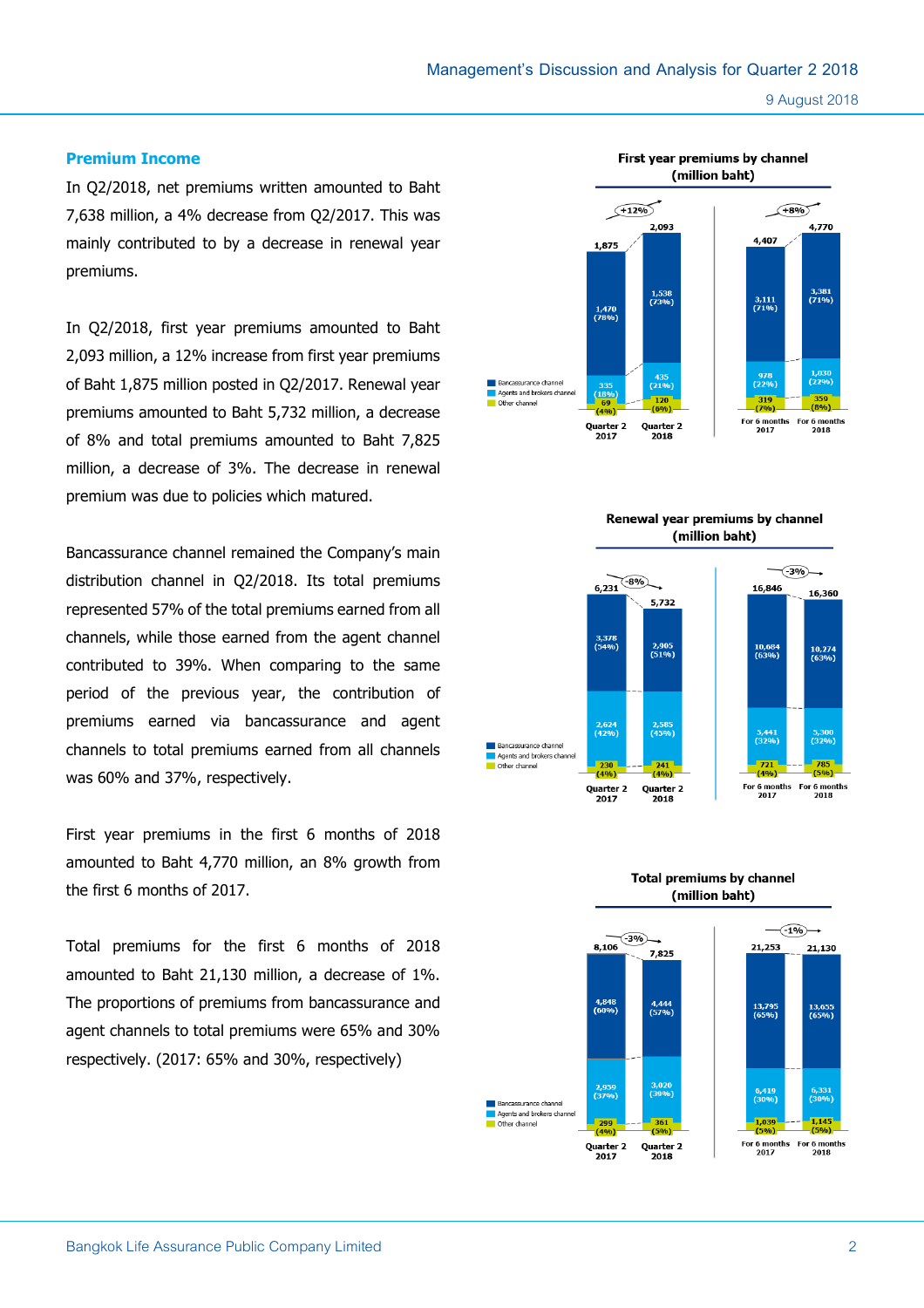## Premium Income

In Q2/2018, net premiums written amounted to Baht 7,638 million, a 4% decrease from Q2/2017. This was mainly contributed to by a decrease in renewal year premiums.

In Q2/2018, first year premiums amounted to Baht 2,093 million, a 12% increase from first year premiums of Baht 1,875 million posted in Q2/2017. Renewal year premiums amounted to Baht 5,732 million, a decrease of 8% and total premiums amounted to Baht 7,825 million, a decrease of 3%. The decrease in renewal premium was due to policies which matured.

Bancassurance channel remained the Company's main distribution channel in Q2/2018. Its total premiums represented 57% of the total premiums earned from all channels, while those earned from the agent channel contributed to 39%. When comparing to the same period of the previous year, the contribution of premiums earned via bancassurance and agent channels to total premiums earned from all channels was 60% and 37%, respectively.

First year premiums in the first 6 months of 2018 amounted to Baht 4,770 million, an 8% growth from the first 6 months of 2017.

Total premiums for the first 6 months of 2018 amounted to Baht 21,130 million, a decrease of 1%. The proportions of premiums from bancassurance and agent channels to total premiums were 65% and 30% respectively. (2017: 65% and 30%, respectively)

**First year premiums by channel (million baht)**

| | Quarter 2 2017 | Quarter 2 2018 | For 6 months 2017 | For 6 months 2018 |
|---|---|---|---|---|
| Bancassurance channel | 1,470 (78%) | 1,538 (73%) | 3,111 (71%) | 3,381 (71%) |
| Agents and brokers channel | 335 (18%) | 435 (21%) | 978 (22%) | 1,030 (22%) |
| Other channel | 69 (4%) | 120 (6%) | 319 (7%) | 359 (8%) |
| Total | 1,875 | 2,093 | 4,407 | 4,770 |
| Change | | +12% | | +8% |

**Renewal year premiums by channel (million baht)**

| | Quarter 2 2017 | Quarter 2 2018 | For 6 months 2017 | For 6 months 2018 |
|---|---|---|---|---|
| Bancassurance channel | 3,378 (54%) | 2,905 (51%) | 10,684 (63%) | 10,274 (63%) |
| Agents and brokers channel | 2,624 (42%) | 2,585 (45%) | 5,441 (32%) | 5,300 (32%) |
| Other channel | 230 (4%) | 241 (4%) | 721 (4%) | 785 (5%) |
| Total | 6,231 | 5,732 | 16,846 | 16,360 |
| Change | | -8% | | -3% |

**Total premiums by channel (million baht)**

| | Quarter 2 2017 | Quarter 2 2018 | For 6 months 2017 | For 6 months 2018 |
|---|---|---|---|---|
| Bancassurance channel | 4,848 (60%) | 4,444 (57%) | 13,795 (65%) | 13,655 (65%) |
| Agents and brokers channel | 2,959 (37%) | 3,020 (39%) | 6,419 (30%) | 6,331 (30%) |
| Other channel | 299 (4%) | 361 (5%) | 1,039 (5%) | 1,145 (5%) |
| Total | 8,106 | 7,825 | 21,253 | 21,130 |
| Change | | -3% | | -1% |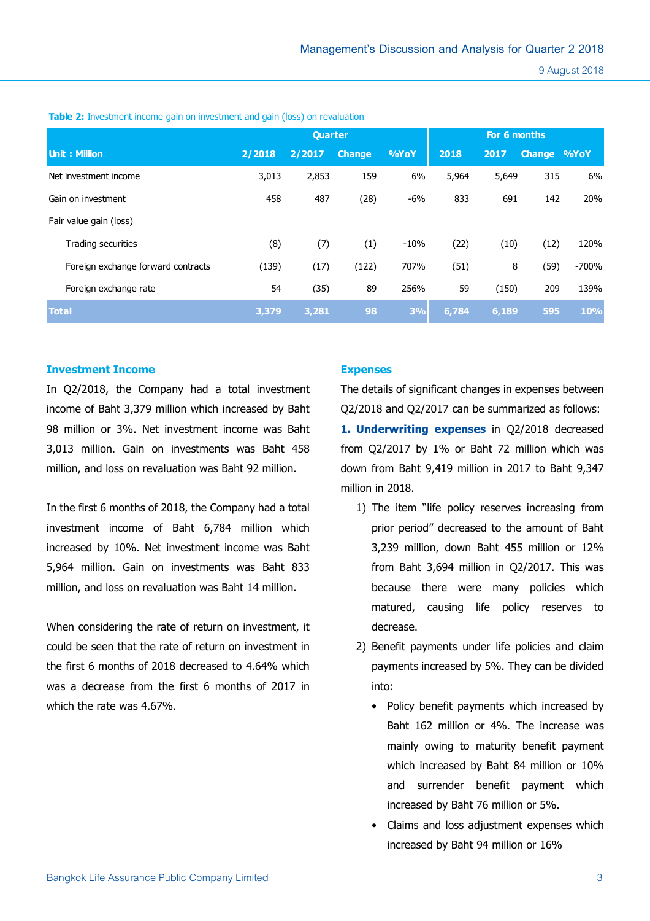**Table 2:** Investment income gain on investment and gain (loss) on revaluation

| Unit : Million | Quarter | | | | For 6 months | | | |
|---|---|---|---|---|---|---|---|---|
| | 2/2018 | 2/2017 | Change | %YoY | 2018 | 2017 | Change | %YoY |
| Net investment income | 3,013 | 2,853 | 159 | 6% | 5,964 | 5,649 | 315 | 6% |
| Gain on investment | 458 | 487 | (28) | -6% | 833 | 691 | 142 | 20% |
| Fair value gain (loss) | | | | | | | | |
| Trading securities | (8) | (7) | (1) | -10% | (22) | (10) | (12) | 120% |
| Foreign exchange forward contracts | (139) | (17) | (122) | 707% | (51) | 8 | (59) | -700% |
| Foreign exchange rate | 54 | (35) | 89 | 256% | 59 | (150) | 209 | 139% |
| **Total** | **3,379** | **3,281** | **98** | **3%** | **6,784** | **6,189** | **595** | **10%** |

## Investment Income

In Q2/2018, the Company had a total investment income of Baht 3,379 million which increased by Baht 98 million or 3%. Net investment income was Baht 3,013 million. Gain on investments was Baht 458 million, and loss on revaluation was Baht 92 million.

In the first 6 months of 2018, the Company had a total investment income of Baht 6,784 million which increased by 10%. Net investment income was Baht 5,964 million. Gain on investments was Baht 833 million, and loss on revaluation was Baht 14 million.

When considering the rate of return on investment, it could be seen that the rate of return on investment in the first 6 months of 2018 decreased to 4.64% which was a decrease from the first 6 months of 2017 in which the rate was 4.67%.

## Expenses

The details of significant changes in expenses between Q2/2018 and Q2/2017 can be summarized as follows:

**1. Underwriting expenses** in Q2/2018 decreased from Q2/2017 by 1% or Baht 72 million which was down from Baht 9,419 million in 2017 to Baht 9,347 million in 2018.

1) The item "life policy reserves increasing from prior period" decreased to the amount of Baht 3,239 million, down Baht 455 million or 12% from Baht 3,694 million in Q2/2017. This was because there were many policies which matured, causing life policy reserves to decrease.

2) Benefit payments under life policies and claim payments increased by 5%. They can be divided into:
   - Policy benefit payments which increased by Baht 162 million or 4%. The increase was mainly owing to maturity benefit payment which increased by Baht 84 million or 10% and surrender benefit payment which increased by Baht 76 million or 5%.
   - Claims and loss adjustment expenses which increased by Baht 94 million or 16%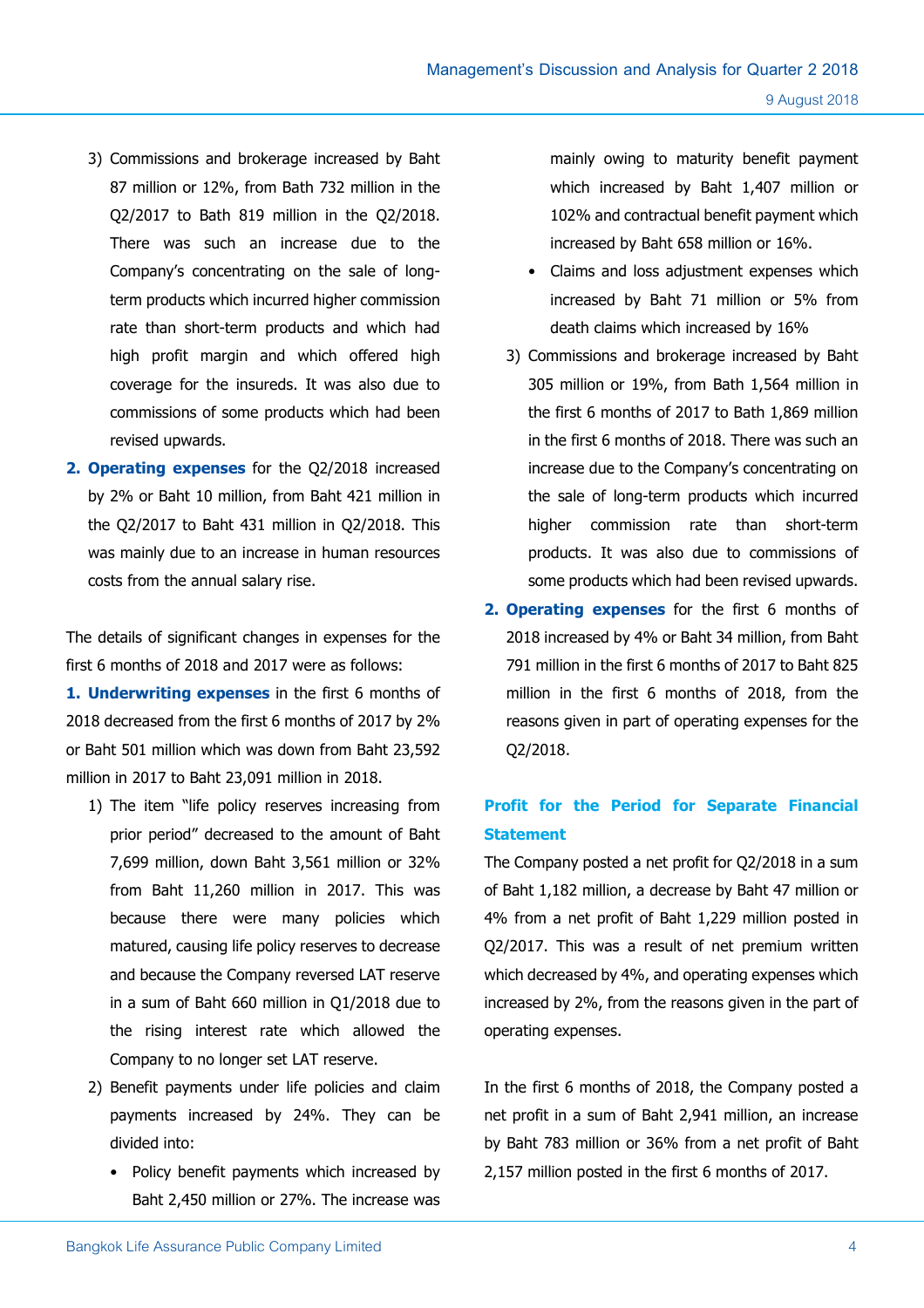3) Commissions and brokerage increased by Baht 87 million or 12%, from Bath 732 million in the Q2/2017 to Bath 819 million in the Q2/2018. There was such an increase due to the Company's concentrating on the sale of long-term products which incurred higher commission rate than short-term products and which had high profit margin and which offered high coverage for the insureds. It was also due to commissions of some products which had been revised upwards.

**2. Operating expenses** for the Q2/2018 increased by 2% or Baht 10 million, from Baht 421 million in the Q2/2017 to Baht 431 million in Q2/2018. This was mainly due to an increase in human resources costs from the annual salary rise.

The details of significant changes in expenses for the first 6 months of 2018 and 2017 were as follows:

**1. Underwriting expenses** in the first 6 months of 2018 decreased from the first 6 months of 2017 by 2% or Baht 501 million which was down from Baht 23,592 million in 2017 to Baht 23,091 million in 2018.

1) The item "life policy reserves increasing from prior period" decreased to the amount of Baht 7,699 million, down Baht 3,561 million or 32% from Baht 11,260 million in 2017. This was because there were many policies which matured, causing life policy reserves to decrease and because the Company reversed LAT reserve in a sum of Baht 660 million in Q1/2018 due to the rising interest rate which allowed the Company to no longer set LAT reserve.

2) Benefit payments under life policies and claim payments increased by 24%. They can be divided into:
   - Policy benefit payments which increased by Baht 2,450 million or 27%. The increase was mainly owing to maturity benefit payment which increased by Baht 1,407 million or 102% and contractual benefit payment which increased by Baht 658 million or 16%.
   - Claims and loss adjustment expenses which increased by Baht 71 million or 5% from death claims which increased by 16%

3) Commissions and brokerage increased by Baht 305 million or 19%, from Bath 1,564 million in the first 6 months of 2017 to Bath 1,869 million in the first 6 months of 2018. There was such an increase due to the Company's concentrating on the sale of long-term products which incurred higher commission rate than short-term products. It was also due to commissions of some products which had been revised upwards.

**2. Operating expenses** for the first 6 months of 2018 increased by 4% or Baht 34 million, from Baht 791 million in the first 6 months of 2017 to Baht 825 million in the first 6 months of 2018, from the reasons given in part of operating expenses for the Q2/2018.

**Profit for the Period for Separate Financial Statement**

The Company posted a net profit for Q2/2018 in a sum of Baht 1,182 million, a decrease by Baht 47 million or 4% from a net profit of Baht 1,229 million posted in Q2/2017. This was a result of net premium written which decreased by 4%, and operating expenses which increased by 2%, from the reasons given in the part of operating expenses.

In the first 6 months of 2018, the Company posted a net profit in a sum of Baht 2,941 million, an increase by Baht 783 million or 36% from a net profit of Baht 2,157 million posted in the first 6 months of 2017.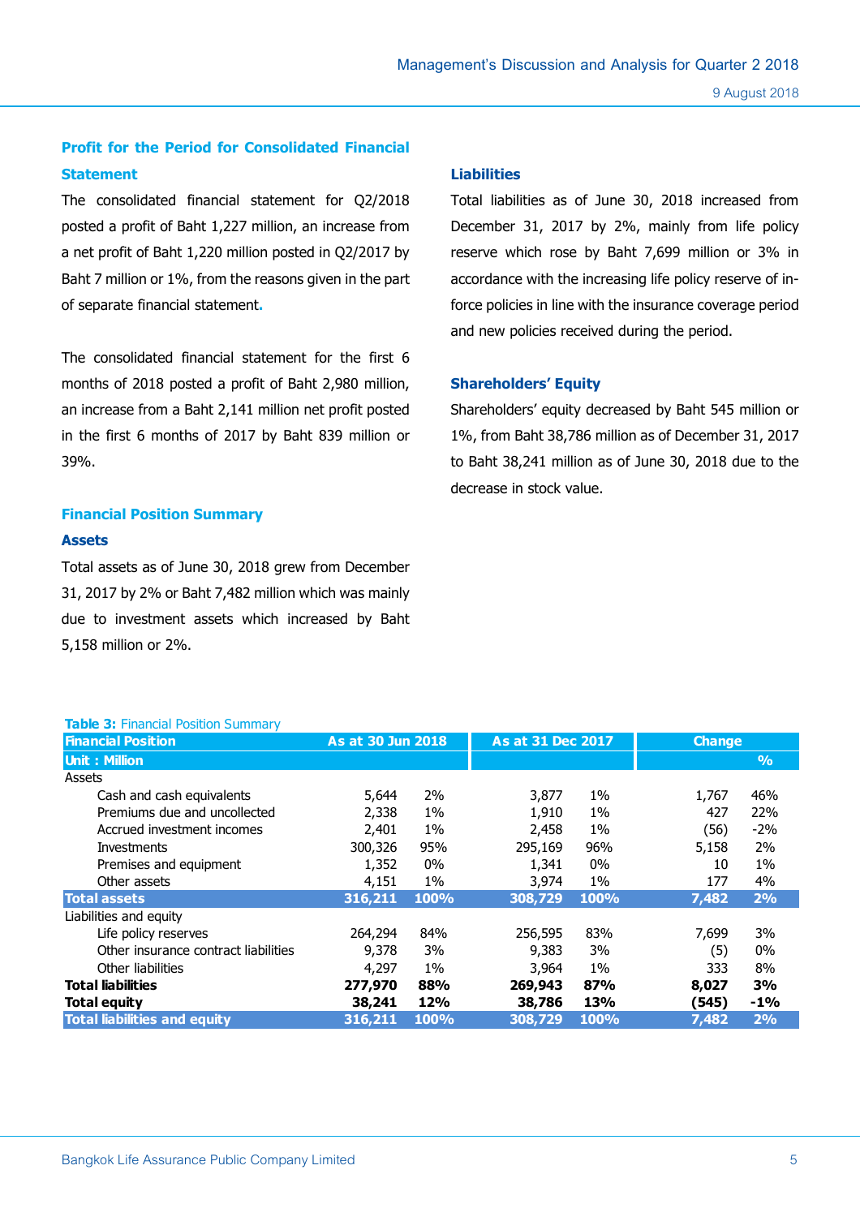### Profit for the Period for Consolidated Financial Statement

The consolidated financial statement for Q2/2018 posted a profit of Baht 1,227 million, an increase from a net profit of Baht 1,220 million posted in Q2/2017 by Baht 7 million or 1%, from the reasons given in the part of separate financial statement.

The consolidated financial statement for the first 6 months of 2018 posted a profit of Baht 2,980 million, an increase from a Baht 2,141 million net profit posted in the first 6 months of 2017 by Baht 839 million or 39%.

### Financial Position Summary

#### Assets

Total assets as of June 30, 2018 grew from December 31, 2017 by 2% or Baht 7,482 million which was mainly due to investment assets which increased by Baht 5,158 million or 2%.

#### Liabilities

Total liabilities as of June 30, 2018 increased from December 31, 2017 by 2%, mainly from life policy reserve which rose by Baht 7,699 million or 3% in accordance with the increasing life policy reserve of in-force policies in line with the insurance coverage period and new policies received during the period.

#### Shareholders' Equity

Shareholders' equity decreased by Baht 545 million or 1%, from Baht 38,786 million as of December 31, 2017 to Baht 38,241 million as of June 30, 2018 due to the decrease in stock value.

**Table 3:** Financial Position Summary

| Financial Position | As at 30 Jun 2018 | | As at 31 Dec 2017 | | Change | |
|---|---|---|---|---|---|---|
| Unit : Million | | | | | | % |
| Assets | | | | | | |
| Cash and cash equivalents | 5,644 | 2% | 3,877 | 1% | 1,767 | 46% |
| Premiums due and uncollected | 2,338 | 1% | 1,910 | 1% | 427 | 22% |
| Accrued investment incomes | 2,401 | 1% | 2,458 | 1% | (56) | -2% |
| Investments | 300,326 | 95% | 295,169 | 96% | 5,158 | 2% |
| Premises and equipment | 1,352 | 0% | 1,341 | 0% | 10 | 1% |
| Other assets | 4,151 | 1% | 3,974 | 1% | 177 | 4% |
| **Total assets** | **316,211** | **100%** | **308,729** | **100%** | **7,482** | **2%** |
| Liabilities and equity | | | | | | |
| Life policy reserves | 264,294 | 84% | 256,595 | 83% | 7,699 | 3% |
| Other insurance contract liabilities | 9,378 | 3% | 9,383 | 3% | (5) | 0% |
| Other liabilities | 4,297 | 1% | 3,964 | 1% | 333 | 8% |
| **Total liabilities** | **277,970** | **88%** | **269,943** | **87%** | **8,027** | **3%** |
| **Total equity** | **38,241** | **12%** | **38,786** | **13%** | **(545)** | **-1%** |
| **Total liabilities and equity** | **316,211** | **100%** | **308,729** | **100%** | **7,482** | **2%** |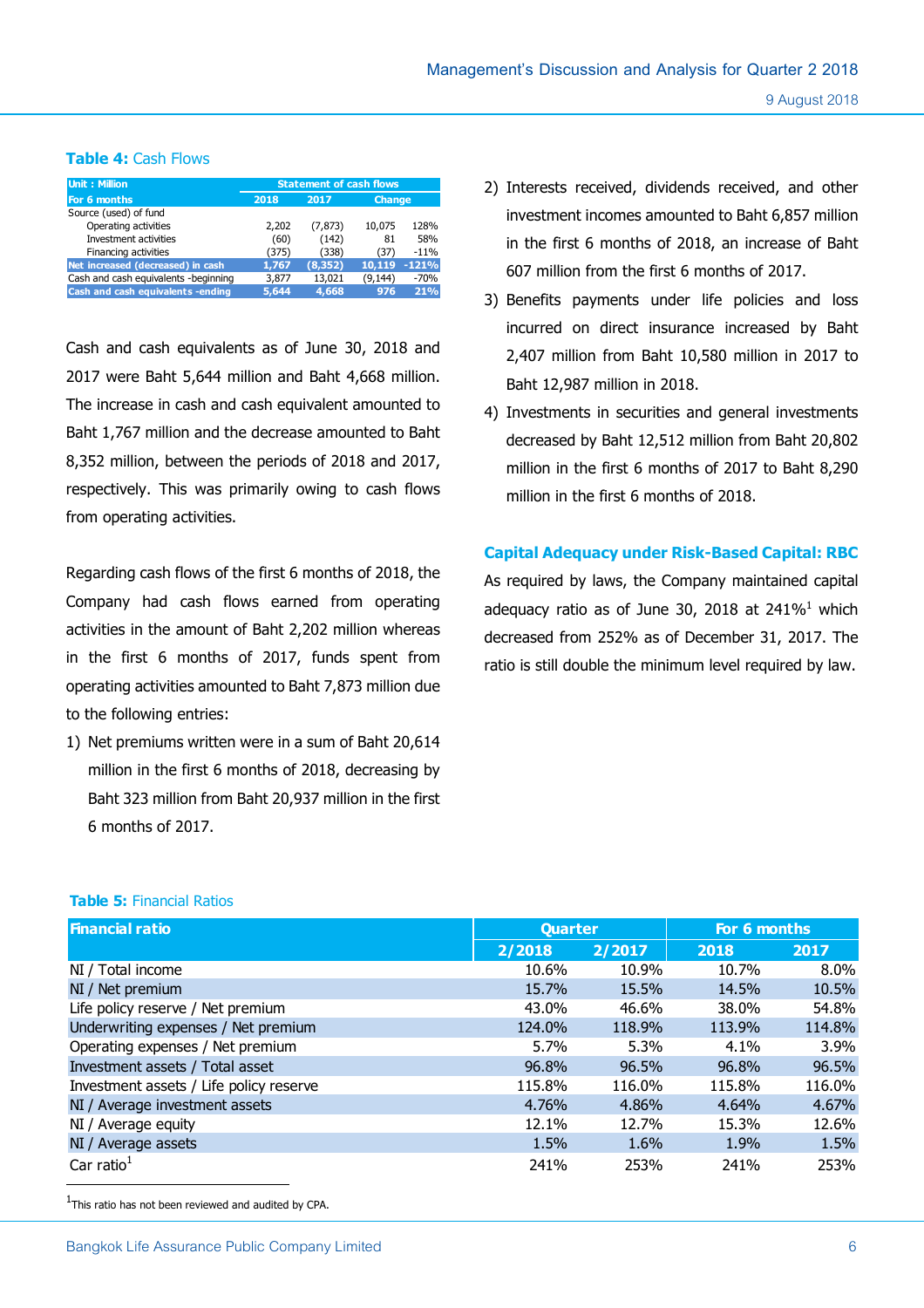**Table 4:** Cash Flows

| Unit : Million | Statement of cash flows | | | |
|---|---|---|---|---|
| For 6 months | 2018 | 2017 | Change | |
| Source (used) of fund | | | | |
| Operating activities | 2,202 | (7,873) | 10,075 | 128% |
| Investment activities | (60) | (142) | 81 | 58% |
| Financing activities | (375) | (338) | (37) | -11% |
| **Net increased (decreased) in cash** | **1,767** | **(8,352)** | **10,119** | **-121%** |
| Cash and cash equivalents -beginning | 3,877 | 13,021 | (9,144) | -70% |
| **Cash and cash equivalents -ending** | **5,644** | **4,668** | **976** | **21%** |

Cash and cash equivalents as of June 30, 2018 and 2017 were Baht 5,644 million and Baht 4,668 million. The increase in cash and cash equivalent amounted to Baht 1,767 million and the decrease amounted to Baht 8,352 million, between the periods of 2018 and 2017, respectively. This was primarily owing to cash flows from operating activities.

Regarding cash flows of the first 6 months of 2018, the Company had cash flows earned from operating activities in the amount of Baht 2,202 million whereas in the first 6 months of 2017, funds spent from operating activities amounted to Baht 7,873 million due to the following entries:

1) Net premiums written were in a sum of Baht 20,614 million in the first 6 months of 2018, decreasing by Baht 323 million from Baht 20,937 million in the first 6 months of 2017.
2) Interests received, dividends received, and other investment incomes amounted to Baht 6,857 million in the first 6 months of 2018, an increase of Baht 607 million from the first 6 months of 2017.
3) Benefits payments under life policies and loss incurred on direct insurance increased by Baht 2,407 million from Baht 10,580 million in 2017 to Baht 12,987 million in 2018.
4) Investments in securities and general investments decreased by Baht 12,512 million from Baht 20,802 million in the first 6 months of 2017 to Baht 8,290 million in the first 6 months of 2018.

## Capital Adequacy under Risk-Based Capital: RBC

As required by laws, the Company maintained capital adequacy ratio as of June 30, 2018 at 241%[1] which decreased from 252% as of December 31, 2017. The ratio is still double the minimum level required by law.

**Table 5:** Financial Ratios

| Financial ratio | Quarter | | For 6 months | |
|---|---|---|---|---|
| | 2/2018 | 2/2017 | 2018 | 2017 |
| NI / Total income | 10.6% | 10.9% | 10.7% | 8.0% |
| NI / Net premium | 15.7% | 15.5% | 14.5% | 10.5% |
| Life policy reserve / Net premium | 43.0% | 46.6% | 38.0% | 54.8% |
| Underwriting expenses / Net premium | 124.0% | 118.9% | 113.9% | 114.8% |
| Operating expenses / Net premium | 5.7% | 5.3% | 4.1% | 3.9% |
| Investment assets / Total asset | 96.8% | 96.5% | 96.8% | 96.5% |
| Investment assets / Life policy reserve | 115.8% | 116.0% | 115.8% | 116.0% |
| NI / Average investment assets | 4.76% | 4.86% | 4.64% | 4.67% |
| NI / Average equity | 12.1% | 12.7% | 15.3% | 12.6% |
| NI / Average assets | 1.5% | 1.6% | 1.9% | 1.5% |
| Car ratio[1] | 241% | 253% | 241% | 253% |

[1] This ratio has not been reviewed and audited by CPA.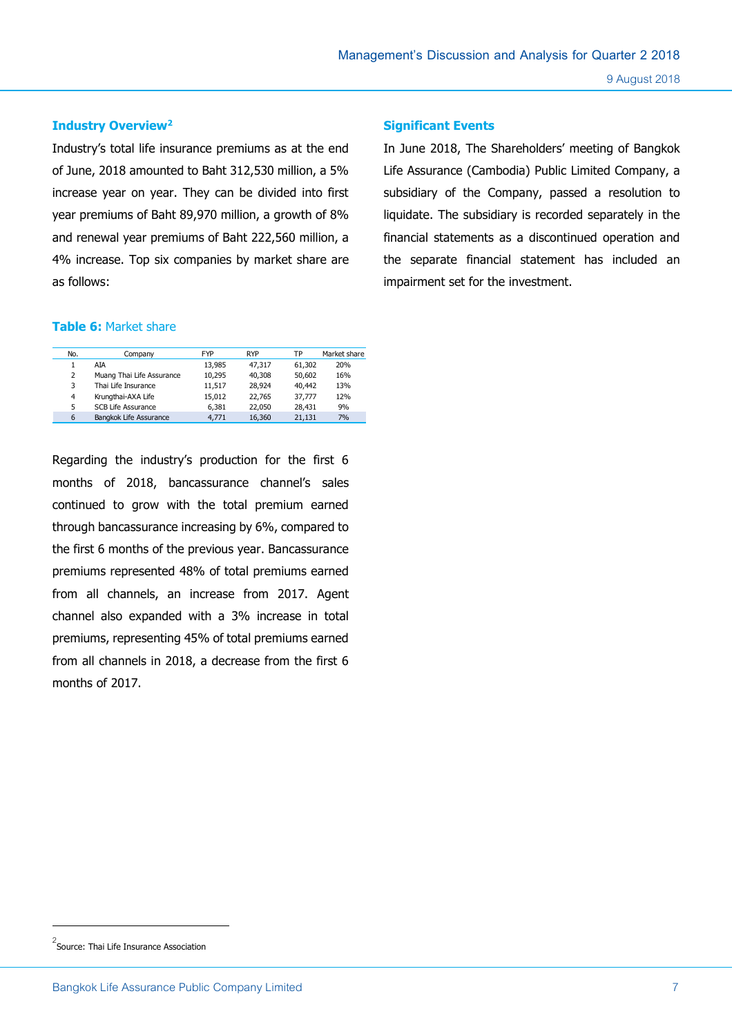### Industry Overview[2]

Industry's total life insurance premiums as at the end of June, 2018 amounted to Baht 312,530 million, a 5% increase year on year. They can be divided into first year premiums of Baht 89,970 million, a growth of 8% and renewal year premiums of Baht 222,560 million, a 4% increase. Top six companies by market share are as follows:

**Table 6:** Market share

| No. | Company | FYP | RYP | TP | Market share |
|---|---|---|---|---|---|
| 1 | AIA | 13,985 | 47,317 | 61,302 | 20% |
| 2 | Muang Thai Life Assurance | 10,295 | 40,308 | 50,602 | 16% |
| 3 | Thai Life Insurance | 11,517 | 28,924 | 40,442 | 13% |
| 4 | Krungthai-AXA Life | 15,012 | 22,765 | 37,777 | 12% |
| 5 | SCB Life Assurance | 6,381 | 22,050 | 28,431 | 9% |
| 6 | Bangkok Life Assurance | 4,771 | 16,360 | 21,131 | 7% |

Regarding the industry's production for the first 6 months of 2018, bancassurance channel's sales continued to grow with the total premium earned through bancassurance increasing by 6%, compared to the first 6 months of the previous year. Bancassurance premiums represented 48% of total premiums earned from all channels, an increase from 2017. Agent channel also expanded with a 3% increase in total premiums, representing 45% of total premiums earned from all channels in 2018, a decrease from the first 6 months of 2017.

### Significant Events

In June 2018, The Shareholders' meeting of Bangkok Life Assurance (Cambodia) Public Limited Company, a subsidiary of the Company, passed a resolution to liquidate. The subsidiary is recorded separately in the financial statements as a discontinued operation and the separate financial statement has included an impairment set for the investment.

[2] Source: Thai Life Insurance Association